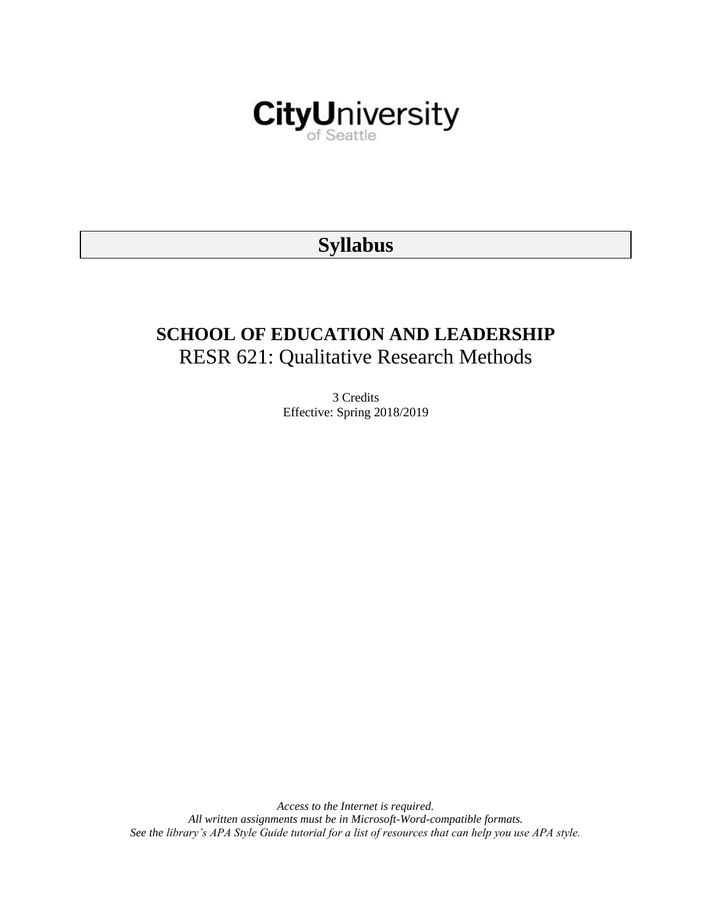CityUniversity
of Seattle

# Syllabus

## SCHOOL OF EDUCATION AND LEADERSHIP

RESR 621: Qualitative Research Methods

3 Credits
Effective: Spring 2018/2019

*Access to the Internet is required.*
*All written assignments must be in Microsoft-Word-compatible formats.*
*See the library's APA Style Guide tutorial for a list of resources that can help you use APA style.*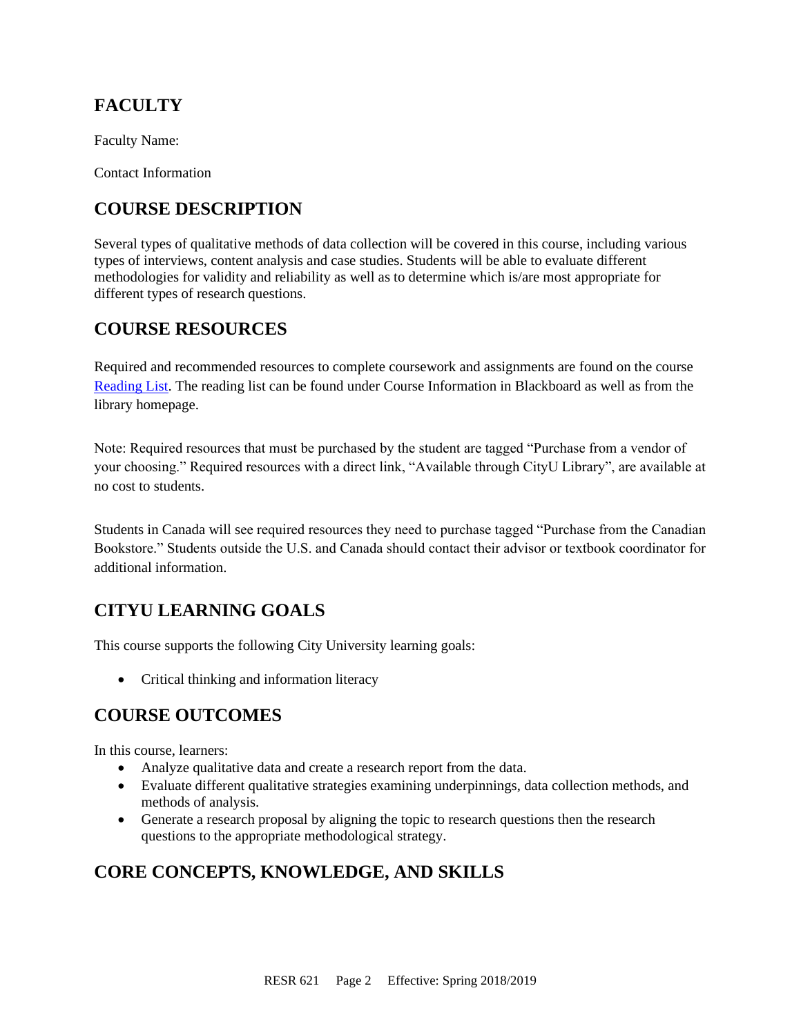## FACULTY

Faculty Name:

Contact Information

## COURSE DESCRIPTION

Several types of qualitative methods of data collection will be covered in this course, including various types of interviews, content analysis and case studies. Students will be able to evaluate different methodologies for validity and reliability as well as to determine which is/are most appropriate for different types of research questions.

## COURSE RESOURCES

Required and recommended resources to complete coursework and assignments are found on the course Reading List. The reading list can be found under Course Information in Blackboard as well as from the library homepage.

Note: Required resources that must be purchased by the student are tagged "Purchase from a vendor of your choosing." Required resources with a direct link, "Available through CityU Library", are available at no cost to students.

Students in Canada will see required resources they need to purchase tagged "Purchase from the Canadian Bookstore." Students outside the U.S. and Canada should contact their advisor or textbook coordinator for additional information.

## CITYU LEARNING GOALS

This course supports the following City University learning goals:

- Critical thinking and information literacy

## COURSE OUTCOMES

In this course, learners:

- Analyze qualitative data and create a research report from the data.
- Evaluate different qualitative strategies examining underpinnings, data collection methods, and methods of analysis.
- Generate a research proposal by aligning the topic to research questions then the research questions to the appropriate methodological strategy.

## CORE CONCEPTS, KNOWLEDGE, AND SKILLS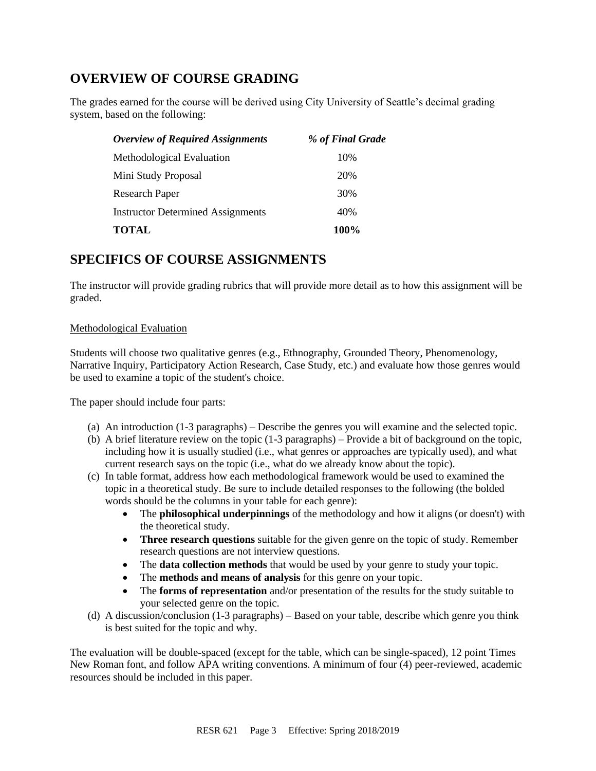## OVERVIEW OF COURSE GRADING

The grades earned for the course will be derived using City University of Seattle's decimal grading system, based on the following:

| *Overview of Required Assignments* | *% of Final Grade* |
| --- | --- |
| Methodological Evaluation | 10% |
| Mini Study Proposal | 20% |
| Research Paper | 30% |
| Instructor Determined Assignments | 40% |
| **TOTAL** | **100%** |

## SPECIFICS OF COURSE ASSIGNMENTS

The instructor will provide grading rubrics that will provide more detail as to how this assignment will be graded.

<u>Methodological Evaluation</u>

Students will choose two qualitative genres (e.g., Ethnography, Grounded Theory, Phenomenology, Narrative Inquiry, Participatory Action Research, Case Study, etc.) and evaluate how those genres would be used to examine a topic of the student's choice.

The paper should include four parts:

(a) An introduction (1-3 paragraphs) – Describe the genres you will examine and the selected topic.
(b) A brief literature review on the topic (1-3 paragraphs) – Provide a bit of background on the topic, including how it is usually studied (i.e., what genres or approaches are typically used), and what current research says on the topic (i.e., what do we already know about the topic).
(c) In table format, address how each methodological framework would be used to examined the topic in a theoretical study. Be sure to include detailed responses to the following (the bolded words should be the columns in your table for each genre):
   - The **philosophical underpinnings** of the methodology and how it aligns (or doesn't) with the theoretical study.
   - **Three research questions** suitable for the given genre on the topic of study. Remember research questions are not interview questions.
   - The **data collection methods** that would be used by your genre to study your topic.
   - The **methods and means of analysis** for this genre on your topic.
   - The **forms of representation** and/or presentation of the results for the study suitable to your selected genre on the topic.

(d) A discussion/conclusion (1-3 paragraphs) – Based on your table, describe which genre you think is best suited for the topic and why.

The evaluation will be double-spaced (except for the table, which can be single-spaced), 12 point Times New Roman font, and follow APA writing conventions. A minimum of four (4) peer-reviewed, academic resources should be included in this paper.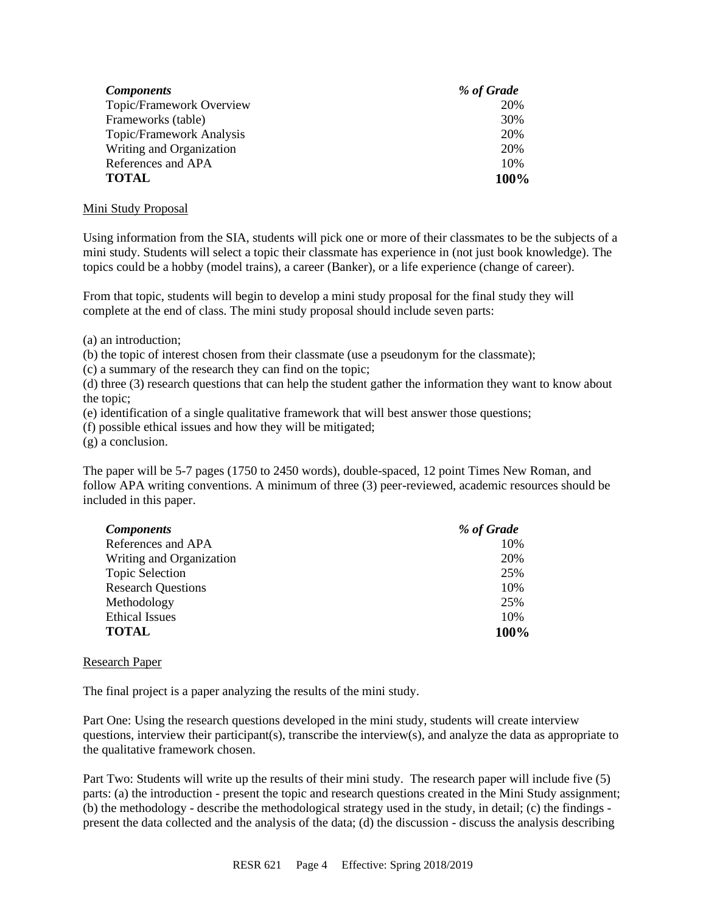| *Components* | *% of Grade* |
|---|---|
| Topic/Framework Overview | 20% |
| Frameworks (table) | 30% |
| Topic/Framework Analysis | 20% |
| Writing and Organization | 20% |
| References and APA | 10% |
| **TOTAL** | **100%** |

Mini Study Proposal

Using information from the SIA, students will pick one or more of their classmates to be the subjects of a mini study. Students will select a topic their classmate has experience in (not just book knowledge). The topics could be a hobby (model trains), a career (Banker), or a life experience (change of career).

From that topic, students will begin to develop a mini study proposal for the final study they will complete at the end of class. The mini study proposal should include seven parts:

(a) an introduction;
(b) the topic of interest chosen from their classmate (use a pseudonym for the classmate);
(c) a summary of the research they can find on the topic;
(d) three (3) research questions that can help the student gather the information they want to know about the topic;
(e) identification of a single qualitative framework that will best answer those questions;
(f) possible ethical issues and how they will be mitigated;
(g) a conclusion.

The paper will be 5-7 pages (1750 to 2450 words), double-spaced, 12 point Times New Roman, and follow APA writing conventions. A minimum of three (3) peer-reviewed, academic resources should be included in this paper.

| *Components* | *% of Grade* |
|---|---|
| References and APA | 10% |
| Writing and Organization | 20% |
| Topic Selection | 25% |
| Research Questions | 10% |
| Methodology | 25% |
| Ethical Issues | 10% |
| **TOTAL** | **100%** |

Research Paper

The final project is a paper analyzing the results of the mini study.

Part One: Using the research questions developed in the mini study, students will create interview questions, interview their participant(s), transcribe the interview(s), and analyze the data as appropriate to the qualitative framework chosen.

Part Two: Students will write up the results of their mini study. The research paper will include five (5) parts: (a) the introduction - present the topic and research questions created in the Mini Study assignment; (b) the methodology - describe the methodological strategy used in the study, in detail; (c) the findings - present the data collected and the analysis of the data; (d) the discussion - discuss the analysis describing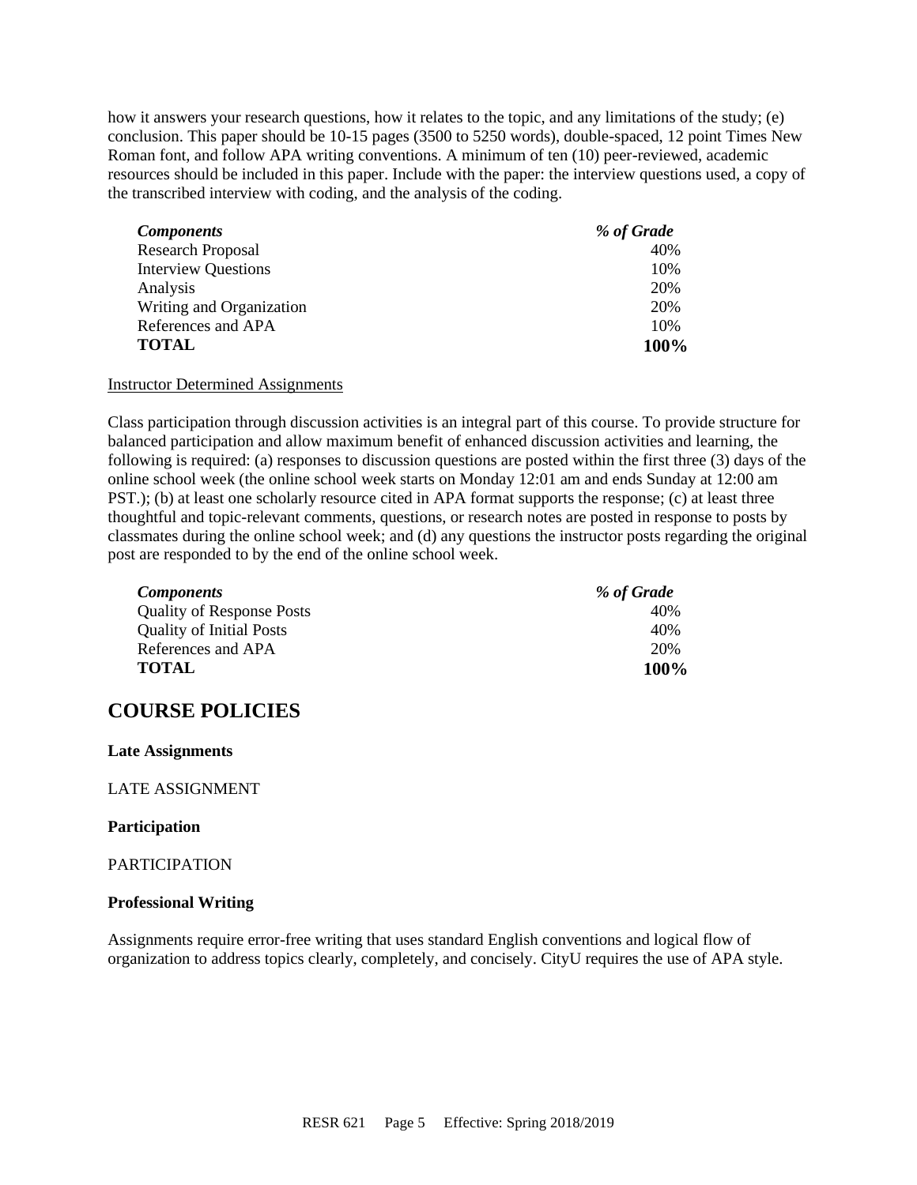how it answers your research questions, how it relates to the topic, and any limitations of the study; (e) conclusion. This paper should be 10-15 pages (3500 to 5250 words), double-spaced, 12 point Times New Roman font, and follow APA writing conventions. A minimum of ten (10) peer-reviewed, academic resources should be included in this paper. Include with the paper: the interview questions used, a copy of the transcribed interview with coding, and the analysis of the coding.

| *Components* | *% of Grade* |
|---|---|
| Research Proposal | 40% |
| Interview Questions | 10% |
| Analysis | 20% |
| Writing and Organization | 20% |
| References and APA | 10% |
| **TOTAL** | **100%** |

Instructor Determined Assignments

Class participation through discussion activities is an integral part of this course. To provide structure for balanced participation and allow maximum benefit of enhanced discussion activities and learning, the following is required: (a) responses to discussion questions are posted within the first three (3) days of the online school week (the online school week starts on Monday 12:01 am and ends Sunday at 12:00 am PST.); (b) at least one scholarly resource cited in APA format supports the response; (c) at least three thoughtful and topic-relevant comments, questions, or research notes are posted in response to posts by classmates during the online school week; and (d) any questions the instructor posts regarding the original post are responded to by the end of the online school week.

| *Components* | *% of Grade* |
|---|---|
| Quality of Response Posts | 40% |
| Quality of Initial Posts | 40% |
| References and APA | 20% |
| **TOTAL** | **100%** |

## COURSE POLICIES

**Late Assignments**

LATE ASSIGNMENT

**Participation**

PARTICIPATION

**Professional Writing**

Assignments require error-free writing that uses standard English conventions and logical flow of organization to address topics clearly, completely, and concisely. CityU requires the use of APA style.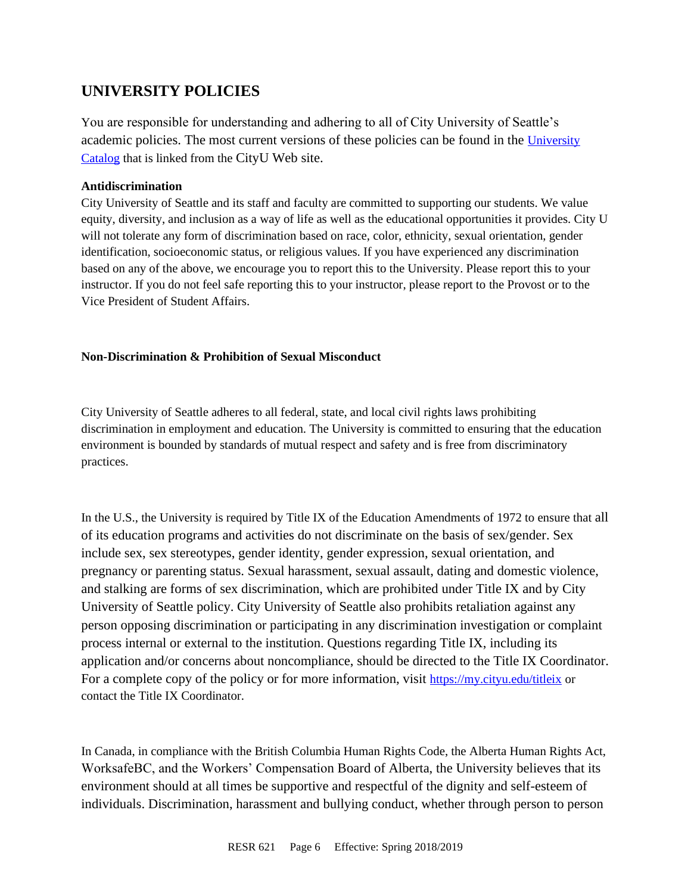## UNIVERSITY POLICIES

You are responsible for understanding and adhering to all of City University of Seattle's academic policies. The most current versions of these policies can be found in the [University Catalog](University Catalog) that is linked from the CityU Web site.

**Antidiscrimination**

City University of Seattle and its staff and faculty are committed to supporting our students. We value equity, diversity, and inclusion as a way of life as well as the educational opportunities it provides. City U will not tolerate any form of discrimination based on race, color, ethnicity, sexual orientation, gender identification, socioeconomic status, or religious values. If you have experienced any discrimination based on any of the above, we encourage you to report this to the University. Please report this to your instructor. If you do not feel safe reporting this to your instructor, please report to the Provost or to the Vice President of Student Affairs.

**Non-Discrimination & Prohibition of Sexual Misconduct**

City University of Seattle adheres to all federal, state, and local civil rights laws prohibiting discrimination in employment and education. The University is committed to ensuring that the education environment is bounded by standards of mutual respect and safety and is free from discriminatory practices.

In the U.S., the University is required by Title IX of the Education Amendments of 1972 to ensure that all of its education programs and activities do not discriminate on the basis of sex/gender. Sex include sex, sex stereotypes, gender identity, gender expression, sexual orientation, and pregnancy or parenting status. Sexual harassment, sexual assault, dating and domestic violence, and stalking are forms of sex discrimination, which are prohibited under Title IX and by City University of Seattle policy. City University of Seattle also prohibits retaliation against any person opposing discrimination or participating in any discrimination investigation or complaint process internal or external to the institution. Questions regarding Title IX, including its application and/or concerns about noncompliance, should be directed to the Title IX Coordinator. For a complete copy of the policy or for more information, visit https://my.cityu.edu/titleix or contact the Title IX Coordinator.

In Canada, in compliance with the British Columbia Human Rights Code, the Alberta Human Rights Act, WorksafeBC, and the Workers' Compensation Board of Alberta, the University believes that its environment should at all times be supportive and respectful of the dignity and self-esteem of individuals. Discrimination, harassment and bullying conduct, whether through person to person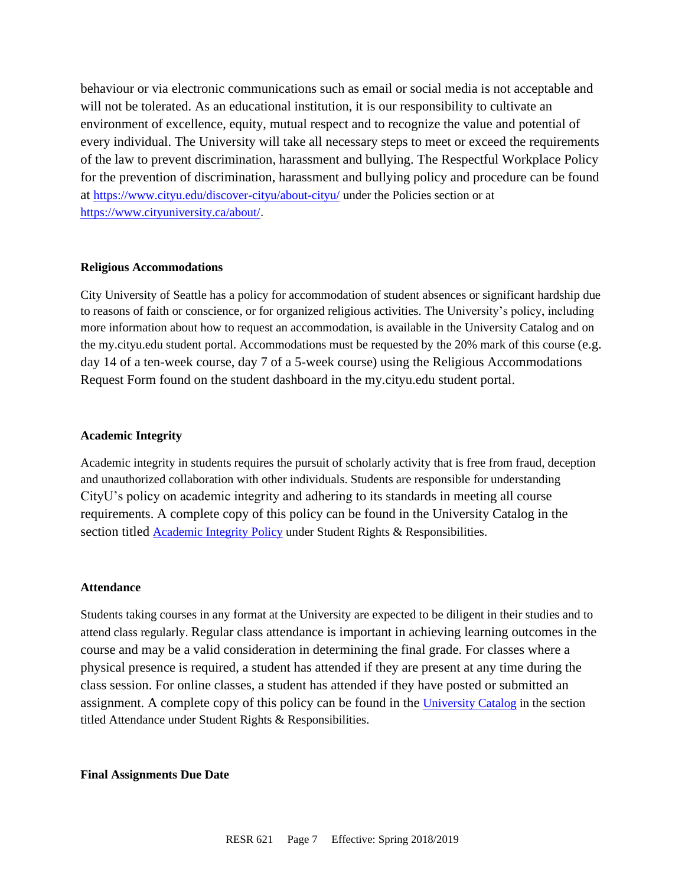behaviour or via electronic communications such as email or social media is not acceptable and will not be tolerated. As an educational institution, it is our responsibility to cultivate an environment of excellence, equity, mutual respect and to recognize the value and potential of every individual. The University will take all necessary steps to meet or exceed the requirements of the law to prevent discrimination, harassment and bullying. The Respectful Workplace Policy for the prevention of discrimination, harassment and bullying policy and procedure can be found at https://www.cityu.edu/discover-cityu/about-cityu/ under the Policies section or at https://www.cityuniversity.ca/about/.

**Religious Accommodations**

City University of Seattle has a policy for accommodation of student absences or significant hardship due to reasons of faith or conscience, or for organized religious activities. The University's policy, including more information about how to request an accommodation, is available in the University Catalog and on the my.cityu.edu student portal. Accommodations must be requested by the 20% mark of this course (e.g. day 14 of a ten-week course, day 7 of a 5-week course) using the Religious Accommodations Request Form found on the student dashboard in the my.cityu.edu student portal.

**Academic Integrity**

Academic integrity in students requires the pursuit of scholarly activity that is free from fraud, deception and unauthorized collaboration with other individuals. Students are responsible for understanding CityU's policy on academic integrity and adhering to its standards in meeting all course requirements. A complete copy of this policy can be found in the University Catalog in the section titled Academic Integrity Policy under Student Rights & Responsibilities.

**Attendance**

Students taking courses in any format at the University are expected to be diligent in their studies and to attend class regularly. Regular class attendance is important in achieving learning outcomes in the course and may be a valid consideration in determining the final grade. For classes where a physical presence is required, a student has attended if they are present at any time during the class session. For online classes, a student has attended if they have posted or submitted an assignment. A complete copy of this policy can be found in the University Catalog in the section titled Attendance under Student Rights & Responsibilities.

**Final Assignments Due Date**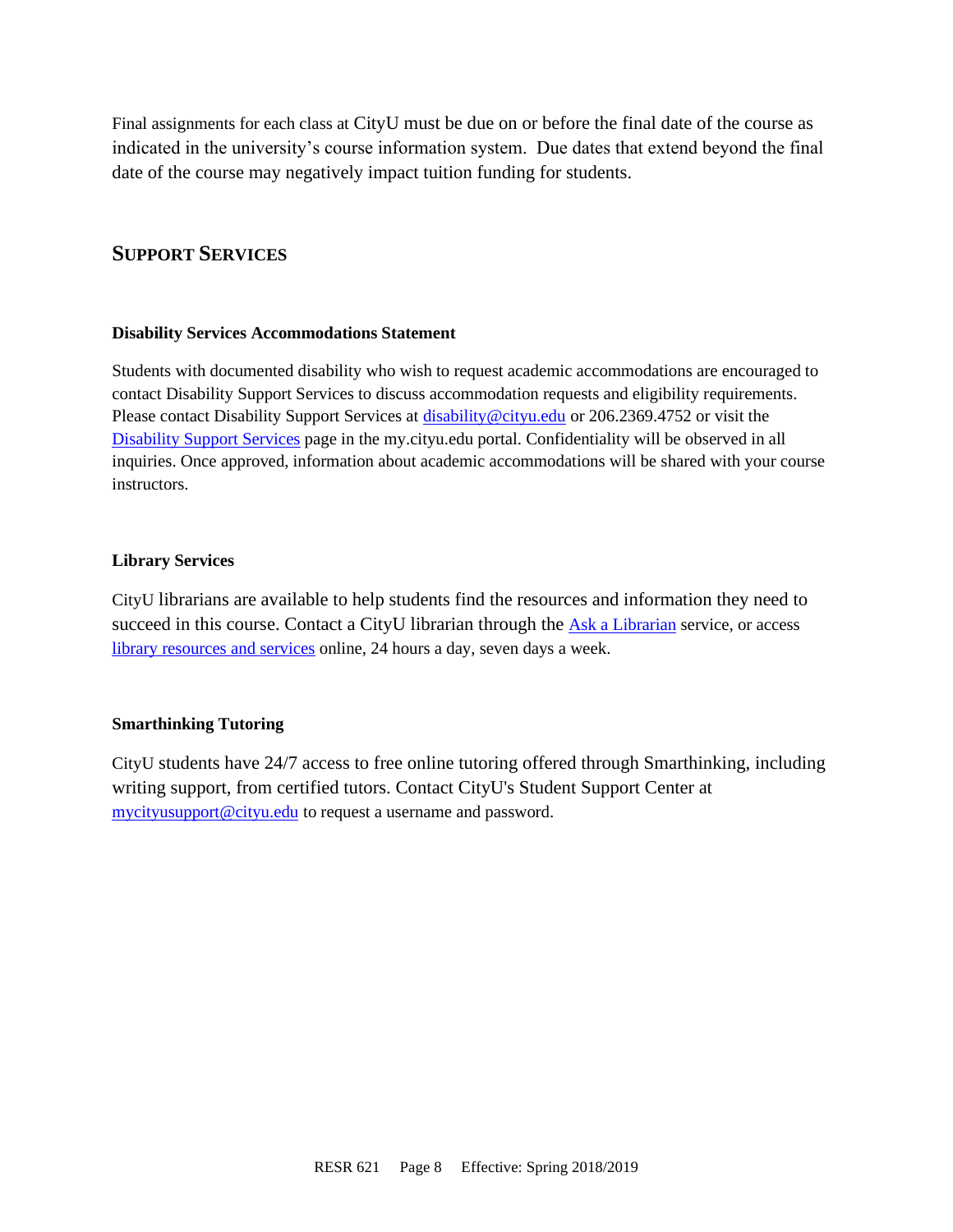Final assignments for each class at CityU must be due on or before the final date of the course as indicated in the university's course information system. Due dates that extend beyond the final date of the course may negatively impact tuition funding for students.

## Support Services

### Disability Services Accommodations Statement

Students with documented disability who wish to request academic accommodations are encouraged to contact Disability Support Services to discuss accommodation requests and eligibility requirements. Please contact Disability Support Services at disability@cityu.edu or 206.2369.4752 or visit the Disability Support Services page in the my.cityu.edu portal. Confidentiality will be observed in all inquiries. Once approved, information about academic accommodations will be shared with your course instructors.

### Library Services

CityU librarians are available to help students find the resources and information they need to succeed in this course. Contact a CityU librarian through the Ask a Librarian service, or access library resources and services online, 24 hours a day, seven days a week.

### Smarthinking Tutoring

CityU students have 24/7 access to free online tutoring offered through Smarthinking, including writing support, from certified tutors. Contact CityU's Student Support Center at mycityusupport@cityu.edu to request a username and password.